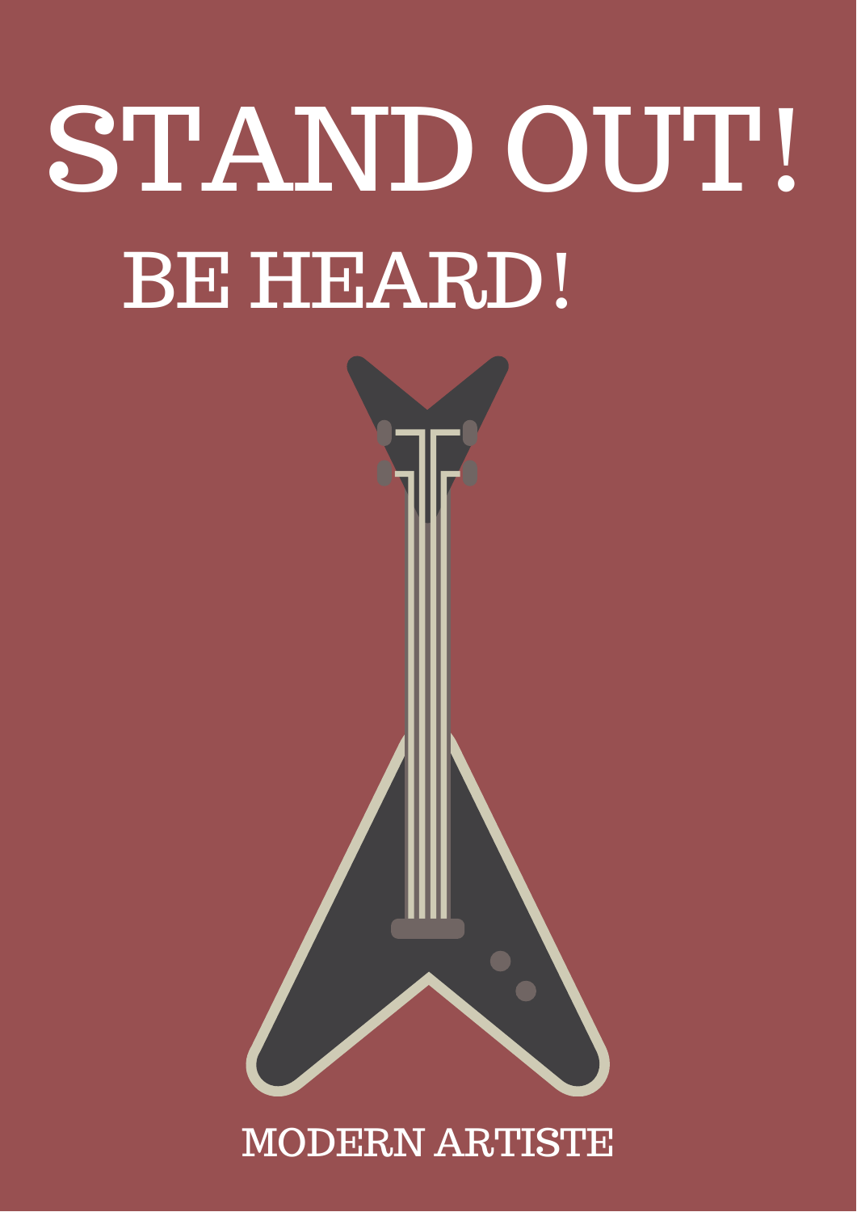# STAND OUT!

## BE HEARD!

MODERN ARTISTE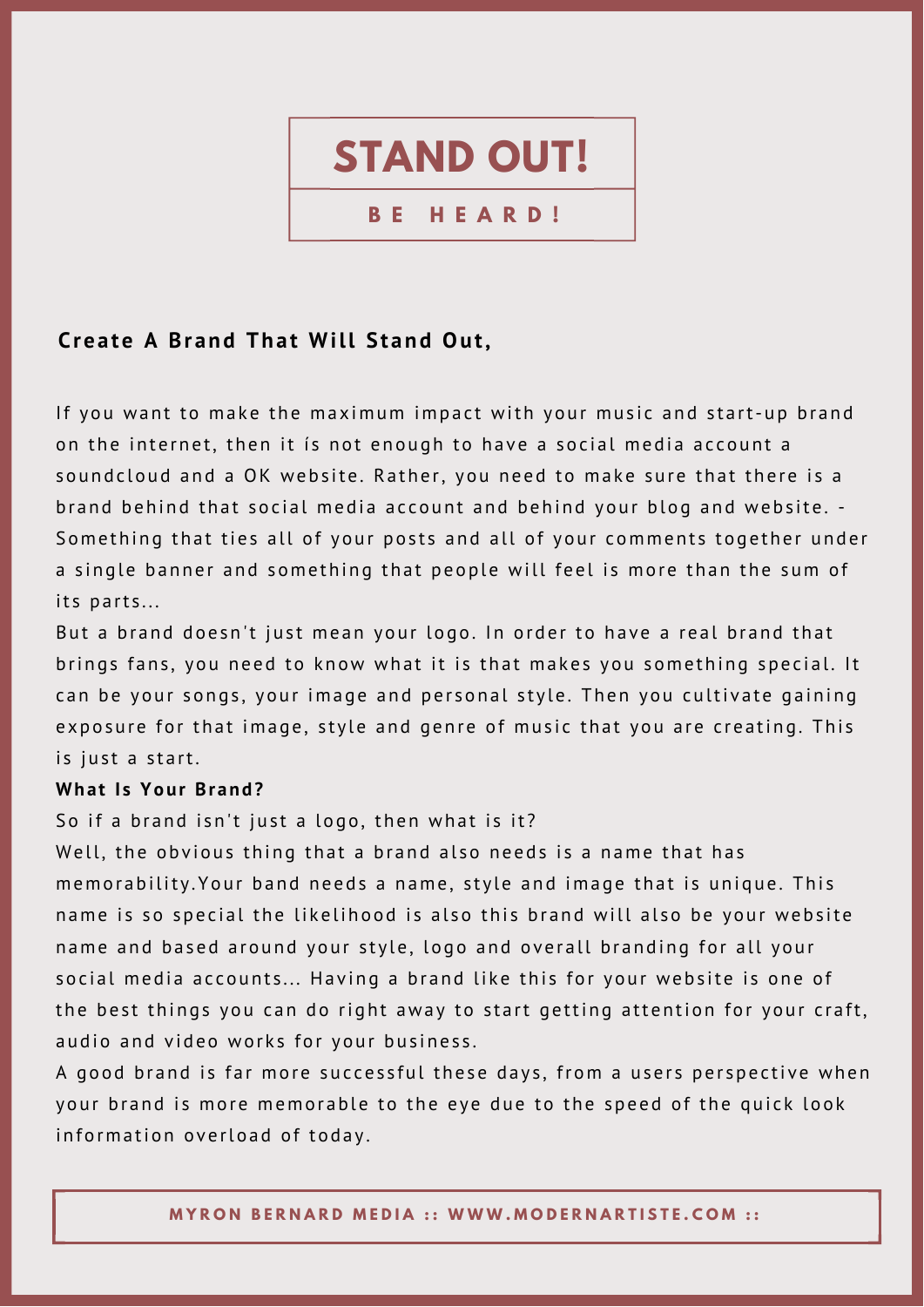# STAND OUT!

## BE HEARD!

**Create A Brand That Will Stand Out,**

If you want to make the maximum impact with your music and start-up brand on the internet, then it ís not enough to have a social media account a soundcloud and a OK website. Rather, you need to make sure that there is a brand behind that social media account and behind your blog and website. - Something that ties all of your posts and all of your comments together under a single banner and something that people will feel is more than the sum of its parts...

But a brand doesn't just mean your logo. In order to have a real brand that brings fans, you need to know what it is that makes you something special. It can be your songs, your image and personal style. Then you cultivate gaining exposure for that image, style and genre of music that you are creating. This is just a start.

**What Is Your Brand?**

So if a brand isn't just a logo, then what is it?

Well, the obvious thing that a brand also needs is a name that has memorability.Your band needs a name, style and image that is unique. This name is so special the likelihood is also this brand will also be your website name and based around your style, logo and overall branding for all your social media accounts... Having a brand like this for your website is one of the best things you can do right away to start getting attention for your craft, audio and video works for your business.

A good brand is far more successful these days, from a users perspective when your brand is more memorable to the eye due to the speed of the quick look information overload of today.

MYRON BERNARD MEDIA :: WWW.MODERNARTISTE.COM ::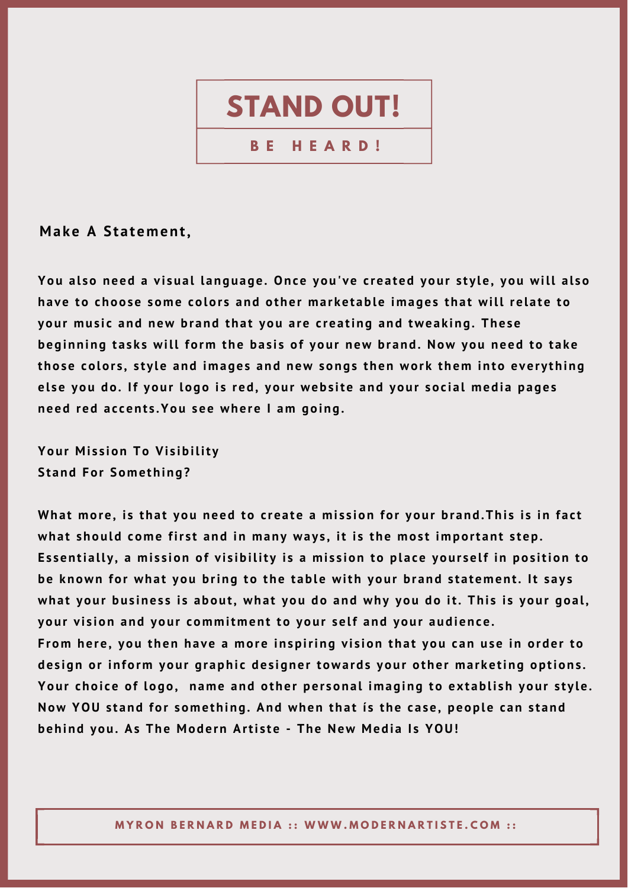# STAND OUT!

## BE HEARD!

**Make A Statement,**

**You also need a visual language. Once you've created your style, you will also have to choose some colors and other marketable images that will relate to your music and new brand that you are creating and tweaking. These beginning tasks will form the basis of your new brand. Now you need to take those colors, style and images and new songs then work them into everything else you do. If your logo is red, your website and your social media pages need red accents.You see where I am going.**

**Your Mission To Visibility**
**Stand For Something?**

**What more, is that you need to create a mission for your brand.This is in fact what should come first and in many ways, it is the most important step. Essentially, a mission of visibility is a mission to place yourself in position to be known for what you bring to the table with your brand statement. It says what your business is about, what you do and why you do it. This is your goal, your vision and your commitment to your self and your audience.**
**From here, you then have a more inspiring vision that you can use in order to design or inform your graphic designer towards your other marketing options. Your choice of logo, name and other personal imaging to extablish your style. Now YOU stand for something. And when that ís the case, people can stand behind you. As The Modern Artiste - The New Media Is YOU!**

MYRON BERNARD MEDIA :: WWW.MODERNARTISTE.COM ::